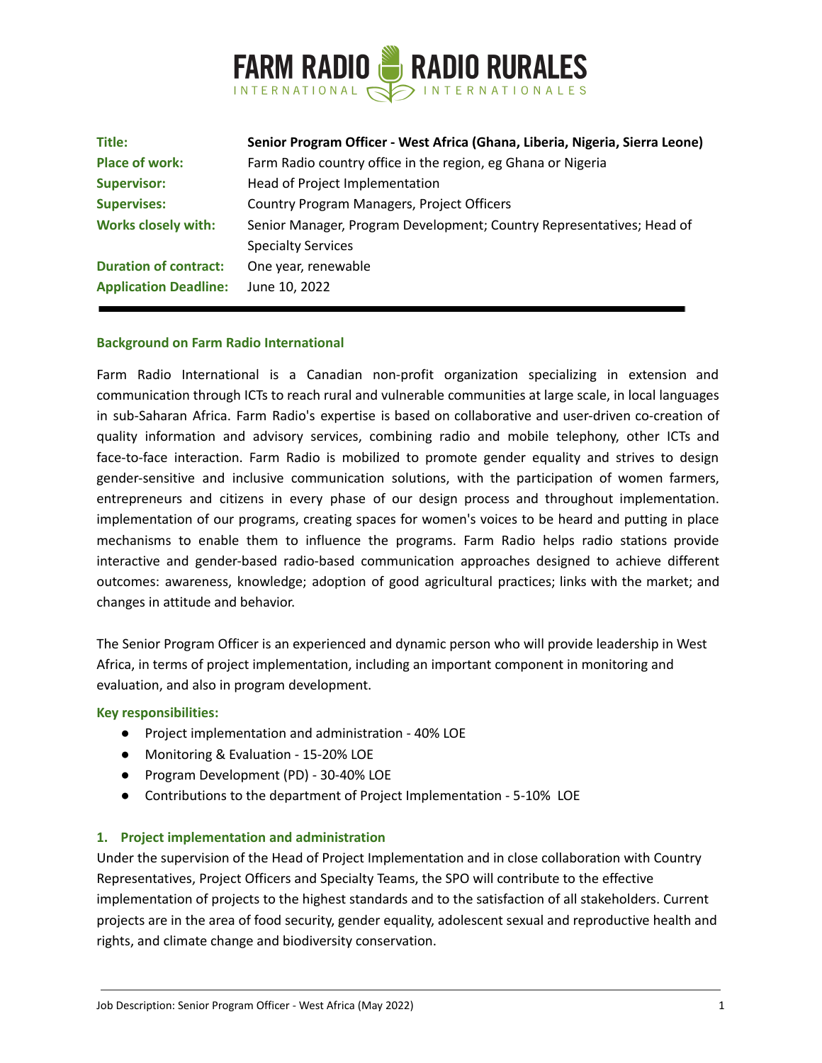# FARM RADIO INTERNATIONAL | RADIO RURALES INTERNATIONALES

| | |
|---|---|
| **Title:** | **Senior Program Officer - West Africa (Ghana, Liberia, Nigeria, Sierra Leone)** |
| **Place of work:** | Farm Radio country office in the region, eg Ghana or Nigeria |
| **Supervisor:** | Head of Project Implementation |
| **Supervises:** | Country Program Managers, Project Officers |
| **Works closely with:** | Senior Manager, Program Development; Country Representatives; Head of Specialty Services |
| **Duration of contract:** | One year, renewable |
| **Application Deadline:** | June 10, 2022 |

---

### Background on Farm Radio International

Farm Radio International is a Canadian non-profit organization specializing in extension and communication through ICTs to reach rural and vulnerable communities at large scale, in local languages in sub-Saharan Africa. Farm Radio's expertise is based on collaborative and user-driven co-creation of quality information and advisory services, combining radio and mobile telephony, other ICTs and face-to-face interaction. Farm Radio is mobilized to promote gender equality and strives to design gender-sensitive and inclusive communication solutions, with the participation of women farmers, entrepreneurs and citizens in every phase of our design process and throughout implementation. implementation of our programs, creating spaces for women's voices to be heard and putting in place mechanisms to enable them to influence the programs. Farm Radio helps radio stations provide interactive and gender-based radio-based communication approaches designed to achieve different outcomes: awareness, knowledge; adoption of good agricultural practices; links with the market; and changes in attitude and behavior.

The Senior Program Officer is an experienced and dynamic person who will provide leadership in West Africa, in terms of project implementation, including an important component in monitoring and evaluation, and also in program development.

### Key responsibilities:

- Project implementation and administration - 40% LOE
- Monitoring & Evaluation - 15-20% LOE
- Program Development (PD) - 30-40% LOE
- Contributions to the department of Project Implementation - 5-10% LOE

### 1. Project implementation and administration

Under the supervision of the Head of Project Implementation and in close collaboration with Country Representatives, Project Officers and Specialty Teams, the SPO will contribute to the effective implementation of projects to the highest standards and to the satisfaction of all stakeholders. Current projects are in the area of food security, gender equality, adolescent sexual and reproductive health and rights, and climate change and biodiversity conservation.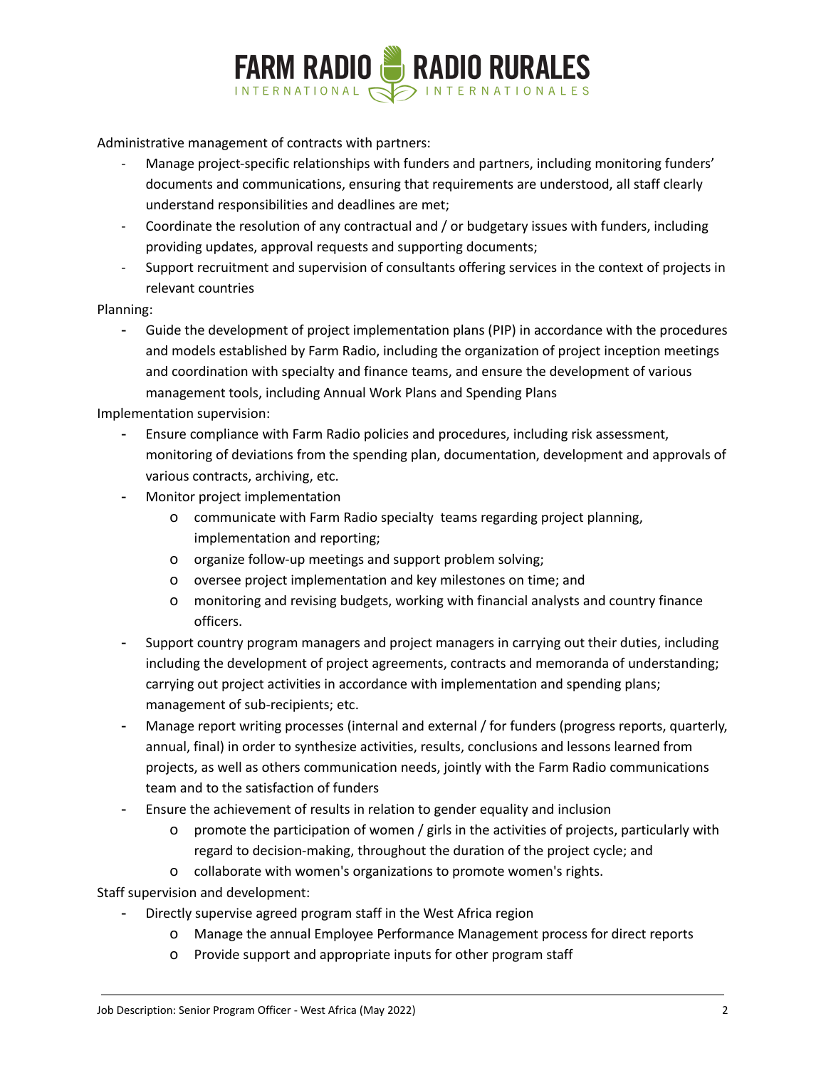Administrative management of contracts with partners:

- Manage project-specific relationships with funders and partners, including monitoring funders' documents and communications, ensuring that requirements are understood, all staff clearly understand responsibilities and deadlines are met;
- Coordinate the resolution of any contractual and / or budgetary issues with funders, including providing updates, approval requests and supporting documents;
- Support recruitment and supervision of consultants offering services in the context of projects in relevant countries

Planning:

- Guide the development of project implementation plans (PIP) in accordance with the procedures and models established by Farm Radio, including the organization of project inception meetings and coordination with specialty and finance teams, and ensure the development of various management tools, including Annual Work Plans and Spending Plans

Implementation supervision:

- Ensure compliance with Farm Radio policies and procedures, including risk assessment, monitoring of deviations from the spending plan, documentation, development and approvals of various contracts, archiving, etc.
- Monitor project implementation
  - communicate with Farm Radio specialty teams regarding project planning, implementation and reporting;
  - organize follow-up meetings and support problem solving;
  - oversee project implementation and key milestones on time; and
  - monitoring and revising budgets, working with financial analysts and country finance officers.
- Support country program managers and project managers in carrying out their duties, including including the development of project agreements, contracts and memoranda of understanding; carrying out project activities in accordance with implementation and spending plans; management of sub-recipients; etc.
- Manage report writing processes (internal and external / for funders (progress reports, quarterly, annual, final) in order to synthesize activities, results, conclusions and lessons learned from projects, as well as others communication needs, jointly with the Farm Radio communications team and to the satisfaction of funders
- Ensure the achievement of results in relation to gender equality and inclusion
  - promote the participation of women / girls in the activities of projects, particularly with regard to decision-making, throughout the duration of the project cycle; and
  - collaborate with women's organizations to promote women's rights.

Staff supervision and development:

- Directly supervise agreed program staff in the West Africa region
  - Manage the annual Employee Performance Management process for direct reports
  - Provide support and appropriate inputs for other program staff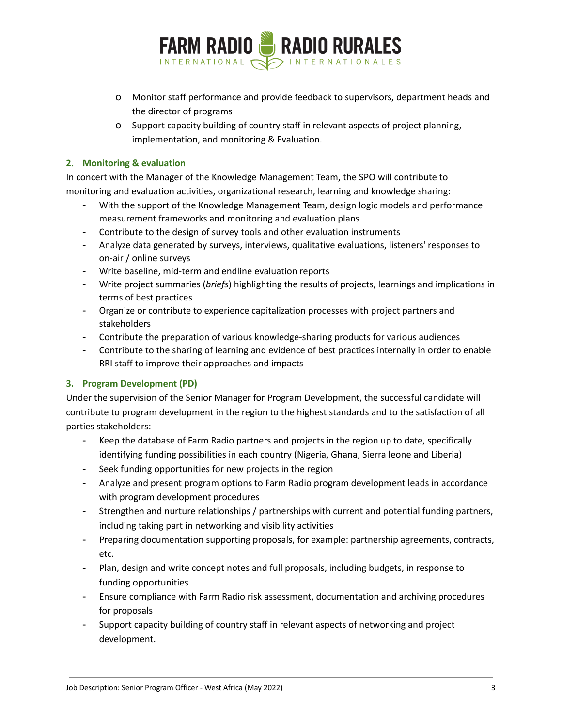- Monitor staff performance and provide feedback to supervisors, department heads and the director of programs
- Support capacity building of country staff in relevant aspects of project planning, implementation, and monitoring & Evaluation.

### 2. Monitoring & evaluation

In concert with the Manager of the Knowledge Management Team, the SPO will contribute to monitoring and evaluation activities, organizational research, learning and knowledge sharing:

- With the support of the Knowledge Management Team, design logic models and performance measurement frameworks and monitoring and evaluation plans
- Contribute to the design of survey tools and other evaluation instruments
- Analyze data generated by surveys, interviews, qualitative evaluations, listeners' responses to on-air / online surveys
- Write baseline, mid-term and endline evaluation reports
- Write project summaries (*briefs*) highlighting the results of projects, learnings and implications in terms of best practices
- Organize or contribute to experience capitalization processes with project partners and stakeholders
- Contribute the preparation of various knowledge-sharing products for various audiences
- Contribute to the sharing of learning and evidence of best practices internally in order to enable RRI staff to improve their approaches and impacts

### 3. Program Development (PD)

Under the supervision of the Senior Manager for Program Development, the successful candidate will contribute to program development in the region to the highest standards and to the satisfaction of all parties stakeholders:

- Keep the database of Farm Radio partners and projects in the region up to date, specifically identifying funding possibilities in each country (Nigeria, Ghana, Sierra leone and Liberia)
- Seek funding opportunities for new projects in the region
- Analyze and present program options to Farm Radio program development leads in accordance with program development procedures
- Strengthen and nurture relationships / partnerships with current and potential funding partners, including taking part in networking and visibility activities
- Preparing documentation supporting proposals, for example: partnership agreements, contracts, etc.
- Plan, design and write concept notes and full proposals, including budgets, in response to funding opportunities
- Ensure compliance with Farm Radio risk assessment, documentation and archiving procedures for proposals
- Support capacity building of country staff in relevant aspects of networking and project development.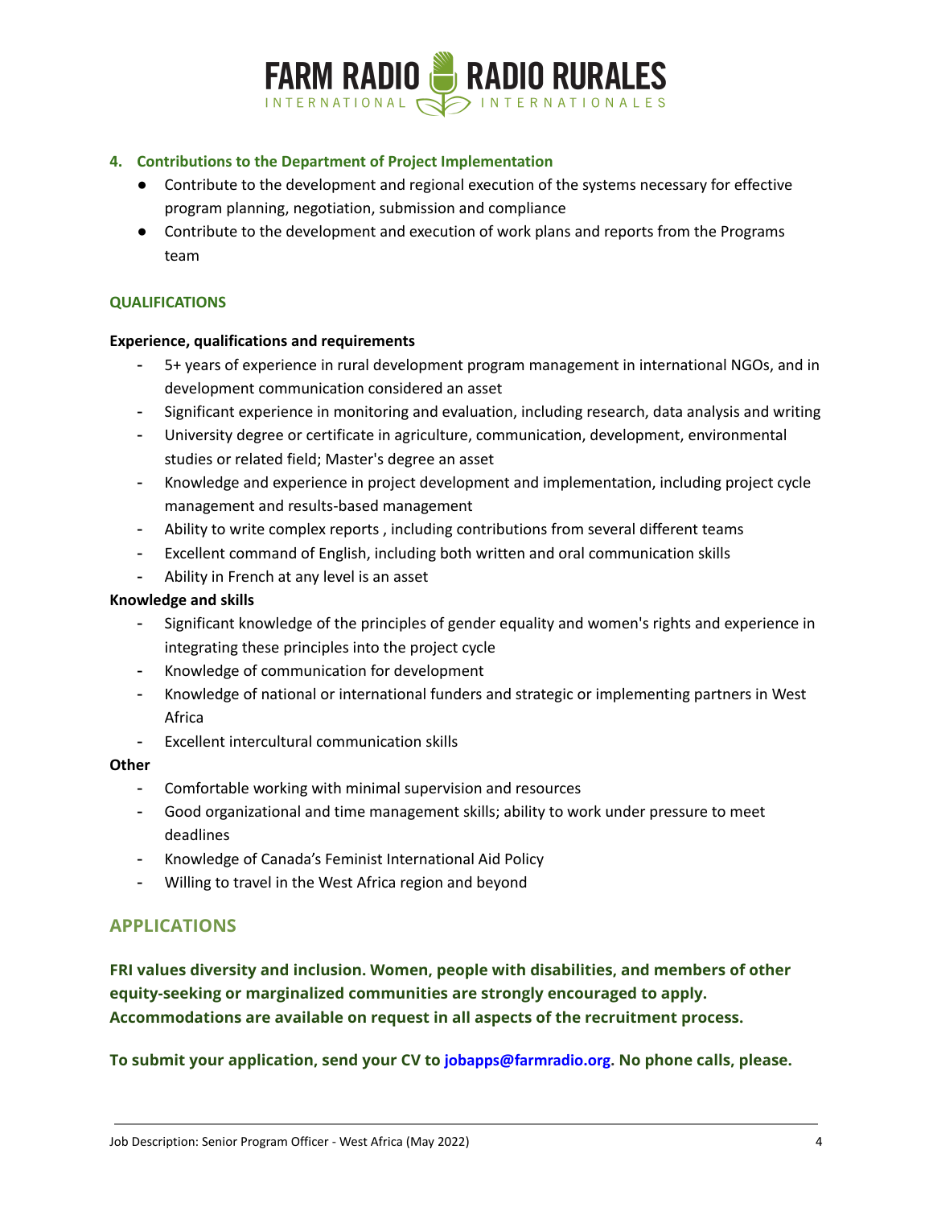### 4. Contributions to the Department of Project Implementation

- Contribute to the development and regional execution of the systems necessary for effective program planning, negotiation, submission and compliance
- Contribute to the development and execution of work plans and reports from the Programs team

## QUALIFICATIONS

**Experience, qualifications and requirements**

- 5+ years of experience in rural development program management in international NGOs, and in development communication considered an asset
- Significant experience in monitoring and evaluation, including research, data analysis and writing
- University degree or certificate in agriculture, communication, development, environmental studies or related field; Master's degree an asset
- Knowledge and experience in project development and implementation, including project cycle management and results-based management
- Ability to write complex reports , including contributions from several different teams
- Excellent command of English, including both written and oral communication skills
- Ability in French at any level is an asset

**Knowledge and skills**

- Significant knowledge of the principles of gender equality and women's rights and experience in integrating these principles into the project cycle
- Knowledge of communication for development
- Knowledge of national or international funders and strategic or implementing partners in West Africa
- Excellent intercultural communication skills

**Other**

- Comfortable working with minimal supervision and resources
- Good organizational and time management skills; ability to work under pressure to meet deadlines
- Knowledge of Canada's Feminist International Aid Policy
- Willing to travel in the West Africa region and beyond

## APPLICATIONS

**FRI values diversity and inclusion. Women, people with disabilities, and members of other equity-seeking or marginalized communities are strongly encouraged to apply. Accommodations are available on request in all aspects of the recruitment process.**

**To submit your application, send your CV to jobapps@farmradio.org. No phone calls, please.**